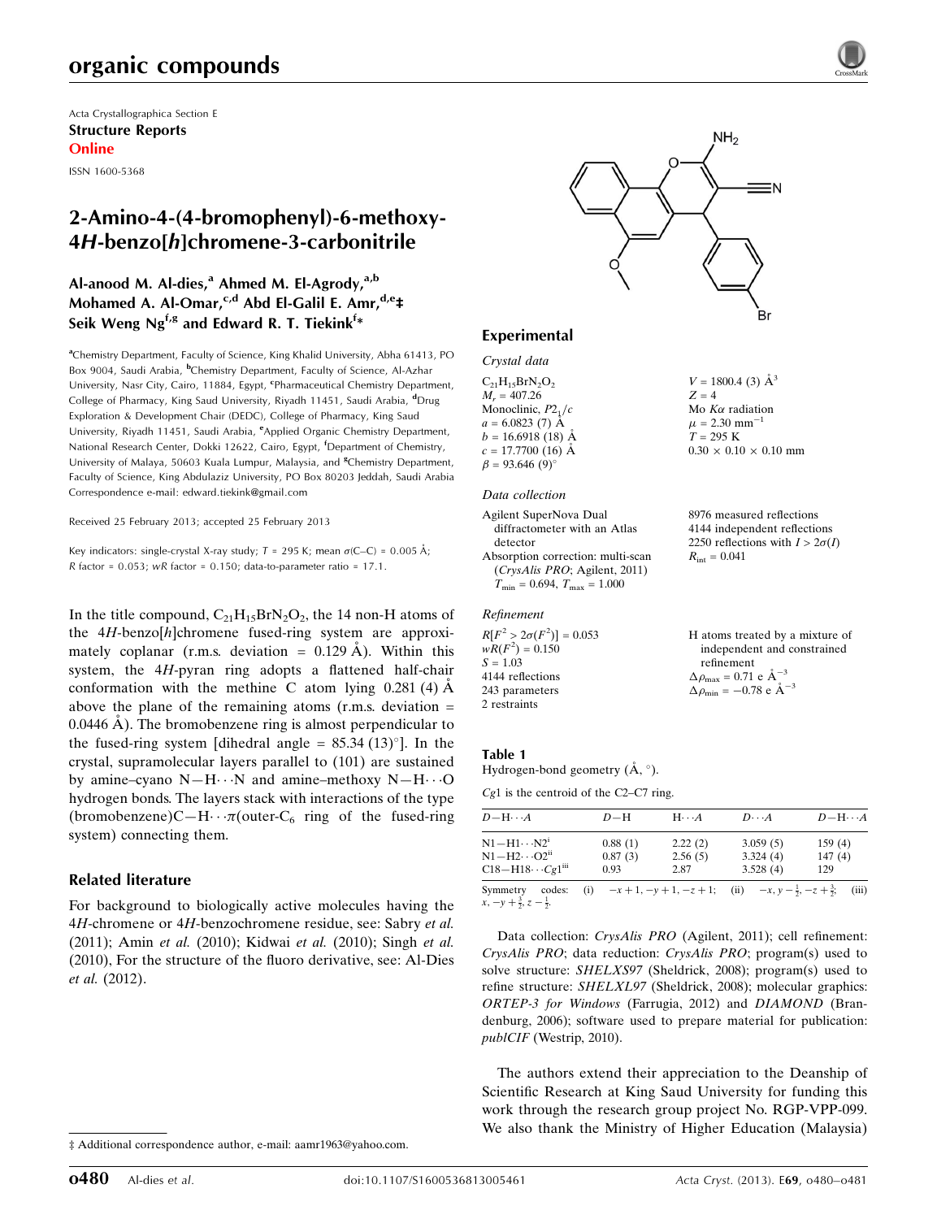**organic compounds**

Acta Crystallographica Section E
**Structure Reports**
**Online**

ISSN 1600-5368

# 2-Amino-4-(4-bromophenyl)-6-methoxy-4*H*-benzo[*h*]chromene-3-carbonitrile

**Al-anood M. Al-dies,[a] Ahmed M. El-Agrody,[a,b] Mohamed A. Al-Omar,[c,d] Abd El-Galil E. Amr,[d,e]‡ Seik Weng Ng[f,g] and Edward R. T. Tiekink[f]\***

[a]Chemistry Department, Faculty of Science, King Khalid University, Abha 61413, PO Box 9004, Saudi Arabia, [b]Chemistry Department, Faculty of Science, Al-Azhar University, Nasr City, Cairo, 11884, Egypt, [c]Pharmaceutical Chemistry Department, College of Pharmacy, King Saud University, Riyadh 11451, Saudi Arabia, [d]Drug Exploration & Development Chair (DEDC), College of Pharmacy, King Saud University, Riyadh 11451, Saudi Arabia, [e]Applied Organic Chemistry Department, National Research Center, Dokki 12622, Cairo, Egypt, [f]Department of Chemistry, University of Malaya, 50603 Kuala Lumpur, Malaysia, and [g]Chemistry Department, Faculty of Science, King Abdulaziz University, PO Box 80203 Jeddah, Saudi Arabia
Correspondence e-mail: edward.tiekink@gmail.com

Received 25 February 2013; accepted 25 February 2013

Key indicators: single-crystal X-ray study; $T$ = 295 K; mean $\sigma$(C–C) = 0.005 Å; $R$ factor = 0.053; $wR$ factor = 0.150; data-to-parameter ratio = 17.1.

In the title compound, $C_{21}H_{15}BrN_2O_2$, the 14 non-H atoms of the 4*H*-benzo[*h*]chromene fused-ring system are approximately coplanar (r.m.s. deviation = 0.129 Å). Within this system, the 4*H*-pyran ring adopts a flattened half-chair conformation with the methine C atom lying 0.281 (4) Å above the plane of the remaining atoms (r.m.s. deviation = 0.0446 Å). The bromobenzene ring is almost perpendicular to the fused-ring system [dihedral angle = 85.34 (13)°]. In the crystal, supramolecular layers parallel to (101) are sustained by amine–cyano N—H⋯N and amine–methoxy N—H⋯O hydrogen bonds. The layers stack with interactions of the type (bromobenzene)C—H⋯π(outer-C$_6$ ring of the fused-ring system) connecting them.

## Related literature

For background to biologically active molecules having the 4*H*-chromene or 4*H*-benzochromene residue, see: Sabry *et al.* (2011); Amin *et al.* (2010); Kidwai *et al.* (2010); Singh *et al.* (2010), For the structure of the fluoro derivative, see: Al-Dies *et al.* (2012).

## Experimental

### Crystal data

$C_{21}H_{15}BrN_2O_2$
$M_r$ = 407.26
Monoclinic, $P2_1/c$
$a$ = 6.0823 (7) Å
$b$ = 16.6918 (18) Å
$c$ = 17.7700 (16) Å
$\beta$ = 93.646 (9)°
$V$ = 1800.4 (3) Å$^3$
$Z$ = 4
Mo $K\alpha$ radiation
$\mu$ = 2.30 mm$^{-1}$
$T$ = 295 K
0.30 × 0.10 × 0.10 mm

### Data collection

Agilent SuperNova Dual diffractometer with an Atlas detector
Absorption correction: multi-scan (*CrysAlis PRO*; Agilent, 2011)
$T_{min}$ = 0.694, $T_{max}$ = 1.000
8976 measured reflections
4144 independent reflections
2250 reflections with $I > 2\sigma(I)$
$R_{int}$ = 0.041

### Refinement

$R[F^2 > 2\sigma(F^2)]$ = 0.053
$wR(F^2)$ = 0.150
$S$ = 1.03
4144 reflections
243 parameters
2 restraints
H atoms treated by a mixture of independent and constrained refinement
$\Delta\rho_{max}$ = 0.71 e Å$^{-3}$
$\Delta\rho_{min}$ = −0.78 e Å$^{-3}$

**Table 1**
Hydrogen-bond geometry (Å, °).

*Cg*1 is the centroid of the C2–C7 ring.

| $D$—H⋯$A$ | $D$—H | H⋯$A$ | $D$⋯$A$ | $D$—H⋯$A$ |
|---|---|---|---|---|
| N1—H1⋯N2[i] | 0.88 (1) | 2.22 (2) | 3.059 (5) | 159 (4) |
| N1—H2⋯O2[ii] | 0.87 (3) | 2.56 (5) | 3.324 (4) | 147 (4) |
| C18—H18⋯*Cg*1[iii] | 0.93 | 2.87 | 3.528 (4) | 129 |

Symmetry codes: (i) $-x+1, -y+1, -z+1$; (ii) $-x, y-\frac{1}{2}, -z+\frac{3}{2}$; (iii) $x, -y+\frac{3}{2}, z-\frac{1}{2}$.

Data collection: *CrysAlis PRO* (Agilent, 2011); cell refinement: *CrysAlis PRO*; data reduction: *CrysAlis PRO*; program(s) used to solve structure: *SHELXS97* (Sheldrick, 2008); program(s) used to refine structure: *SHELXL97* (Sheldrick, 2008); molecular graphics: *ORTEP-3 for Windows* (Farrugia, 2012) and *DIAMOND* (Brandenburg, 2006); software used to prepare material for publication: *publCIF* (Westrip, 2010).

The authors extend their appreciation to the Deanship of Scientific Research at King Saud University for funding this work through the research group project No. RGP-VPP-099. We also thank the Ministry of Higher Education (Malaysia)

‡ Additional correspondence author, e-mail: aamr1963@yahoo.com.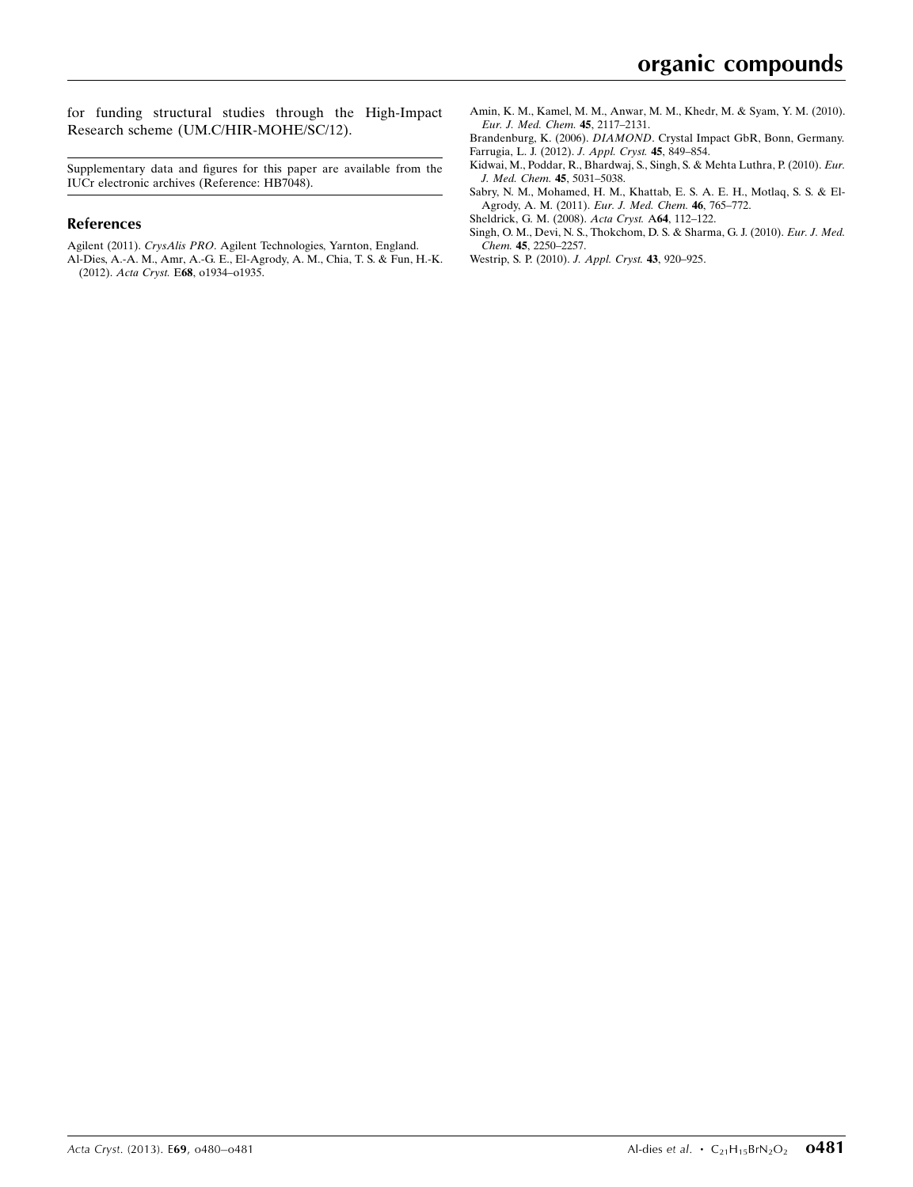for funding structural studies through the High-Impact Research scheme (UM.C/HIR-MOHE/SC/12).

Supplementary data and figures for this paper are available from the IUCr electronic archives (Reference: HB7048).

## References

Agilent (2011). *CrysAlis PRO*. Agilent Technologies, Yarnton, England.

Al-Dies, A.-A. M., Amr, A.-G. E., El-Agrody, A. M., Chia, T. S. & Fun, H.-K. (2012). *Acta Cryst.* E**68**, o1934–o1935.

Amin, K. M., Kamel, M. M., Anwar, M. M., Khedr, M. & Syam, Y. M. (2010). *Eur. J. Med. Chem.* **45**, 2117–2131.

Brandenburg, K. (2006). *DIAMOND*. Crystal Impact GbR, Bonn, Germany.

Farrugia, L. J. (2012). *J. Appl. Cryst.* **45**, 849–854.

Kidwai, M., Poddar, R., Bhardwaj, S., Singh, S. & Mehta Luthra, P. (2010). *Eur. J. Med. Chem.* **45**, 5031–5038.

Sabry, N. M., Mohamed, H. M., Khattab, E. S. A. E. H., Motlaq, S. S. & El-Agrody, A. M. (2011). *Eur. J. Med. Chem.* **46**, 765–772.

Sheldrick, G. M. (2008). *Acta Cryst.* A**64**, 112–122.

Singh, O. M., Devi, N. S., Thokchom, D. S. & Sharma, G. J. (2010). *Eur. J. Med. Chem.* **45**, 2250–2257.

Westrip, S. P. (2010). *J. Appl. Cryst.* **43**, 920–925.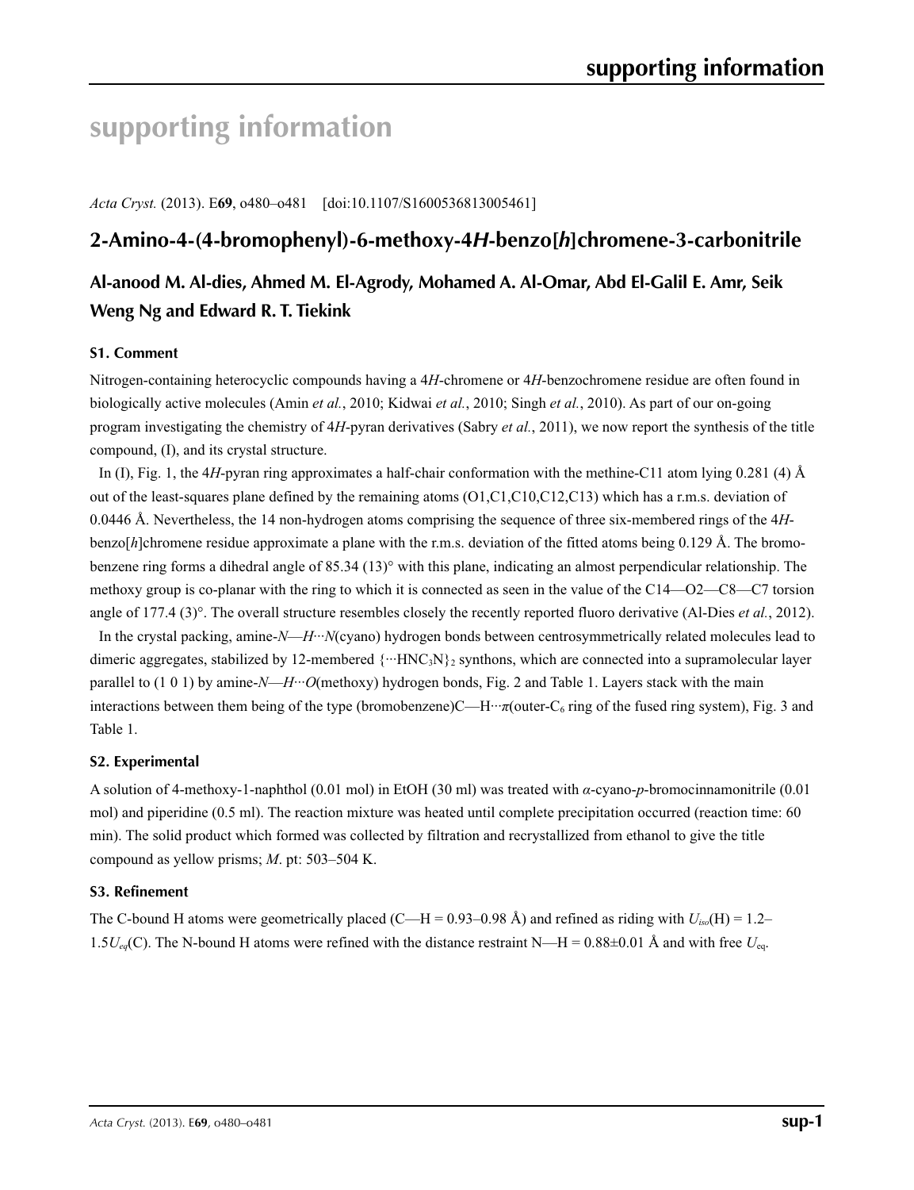# supporting information

*Acta Cryst.* (2013). E**69**, o480–o481 [doi:10.1107/S1600536813005461]

## 2-Amino-4-(4-bromophenyl)-6-methoxy-4*H*-benzo[*h*]chromene-3-carbonitrile

### Al-anood M. Al-dies, Ahmed M. El-Agrody, Mohamed A. Al-Omar, Abd El-Galil E. Amr, Seik Weng Ng and Edward R. T. Tiekink

### S1. Comment

Nitrogen-containing heterocyclic compounds having a 4*H*-chromene or 4*H*-benzochromene residue are often found in biologically active molecules (Amin *et al.*, 2010; Kidwai *et al.*, 2010; Singh *et al.*, 2010). As part of our on-going program investigating the chemistry of 4*H*-pyran derivatives (Sabry *et al.*, 2011), we now report the synthesis of the title compound, (I), and its crystal structure.

In (I), Fig. 1, the 4*H*-pyran ring approximates a half-chair conformation with the methine-C11 atom lying 0.281 (4) Å out of the least-squares plane defined by the remaining atoms (O1,C1,C10,C12,C13) which has a r.m.s. deviation of 0.0446 Å. Nevertheless, the 14 non-hydrogen atoms comprising the sequence of three six-membered rings of the 4*H*-benzo[*h*]chromene residue approximate a plane with the r.m.s. deviation of the fitted atoms being 0.129 Å. The bromobenzene ring forms a dihedral angle of 85.34 (13)° with this plane, indicating an almost perpendicular relationship. The methoxy group is co-planar with the ring to which it is connected as seen in the value of the C14—O2—C8—C7 torsion angle of 177.4 (3)°. The overall structure resembles closely the recently reported fluoro derivative (Al-Dies *et al.*, 2012).

In the crystal packing, amine-*N*—*H*···*N*(cyano) hydrogen bonds between centrosymmetrically related molecules lead to dimeric aggregates, stabilized by 12-membered {···HNC$_3$N}$_2$ synthons, which are connected into a supramolecular layer parallel to (1 0 1) by amine-*N*—*H*···*O*(methoxy) hydrogen bonds, Fig. 2 and Table 1. Layers stack with the main interactions between them being of the type (bromobenzene)C—H···*π*(outer-C$_6$ ring of the fused ring system), Fig. 3 and Table 1.

### S2. Experimental

A solution of 4-methoxy-1-naphthol (0.01 mol) in EtOH (30 ml) was treated with *α*-cyano-*p*-bromocinnamonitrile (0.01 mol) and piperidine (0.5 ml). The reaction mixture was heated until complete precipitation occurred (reaction time: 60 min). The solid product which formed was collected by filtration and recrystallized from ethanol to give the title compound as yellow prisms; *M*. pt: 503–504 K.

### S3. Refinement

The C-bound H atoms were geometrically placed (C—H = 0.93–0.98 Å) and refined as riding with $U_{iso}$(H) = 1.2–1.5$U_{eq}$(C). The N-bound H atoms were refined with the distance restraint N—H = 0.88±0.01 Å and with free $U_{eq}$.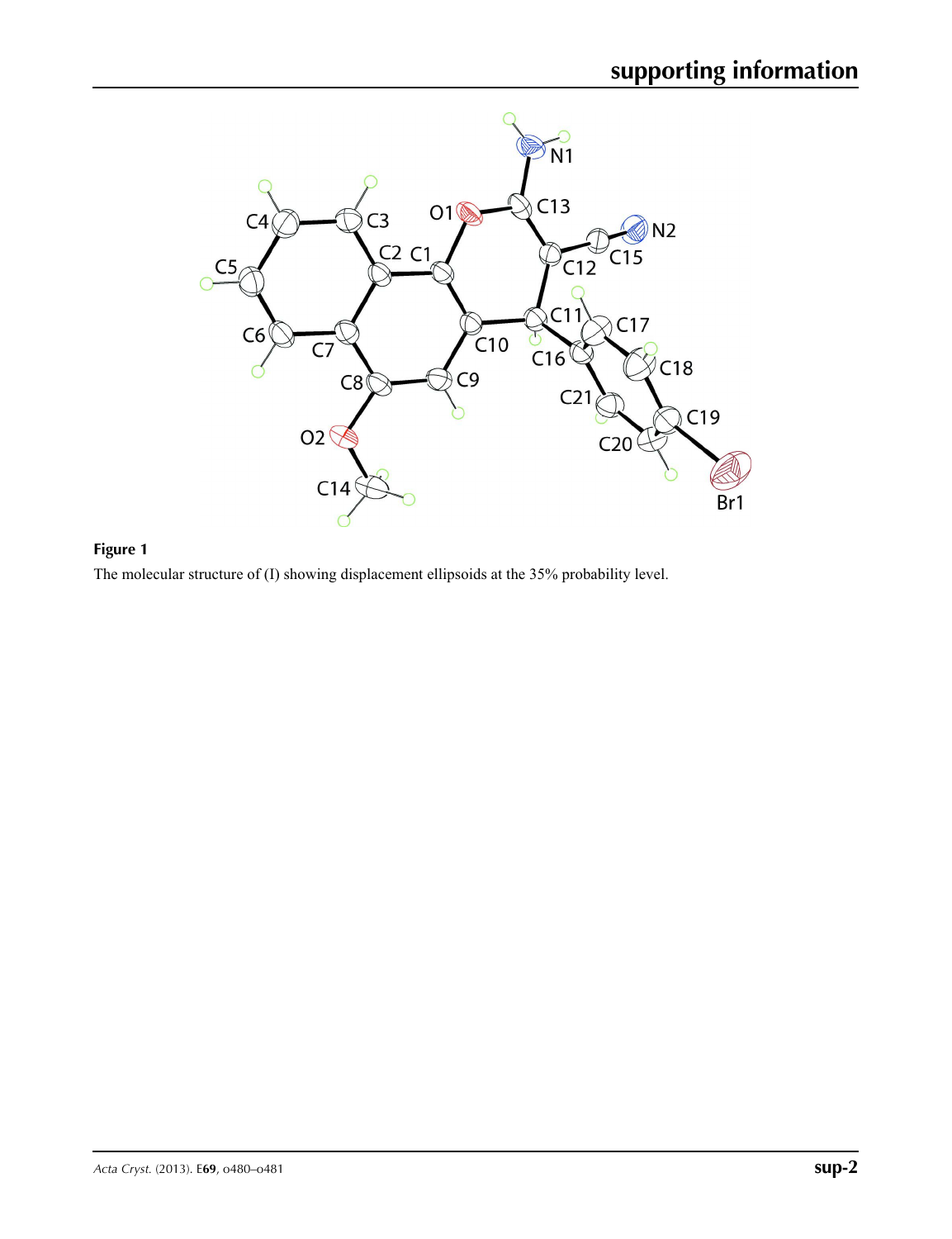**Figure 1**

The molecular structure of (I) showing displacement ellipsoids at the 35% probability level.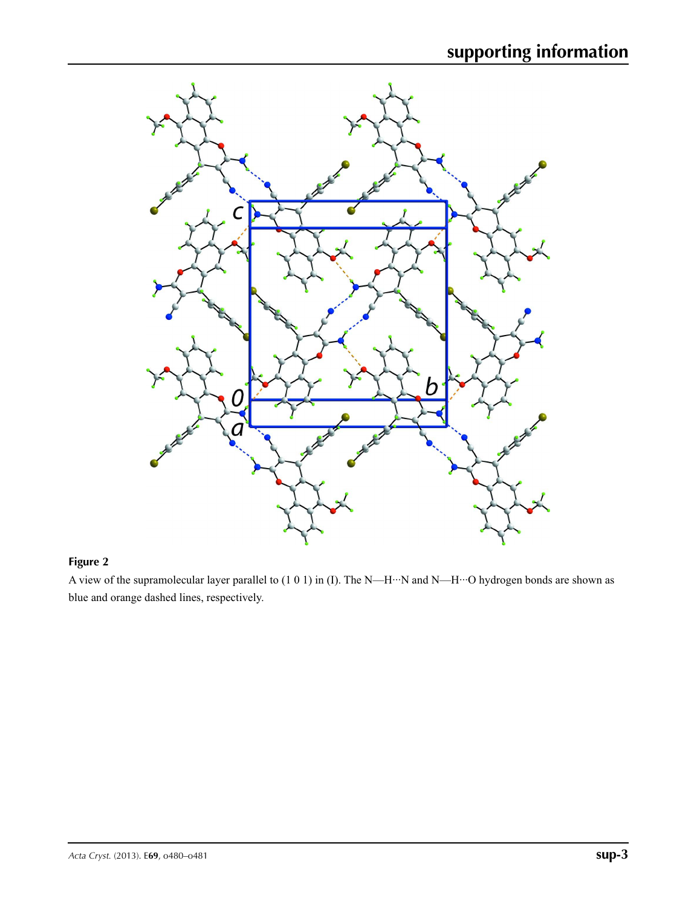**Figure 2**

A view of the supramolecular layer parallel to (1 0 1) in (I). The N—H···N and N—H···O hydrogen bonds are shown as blue and orange dashed lines, respectively.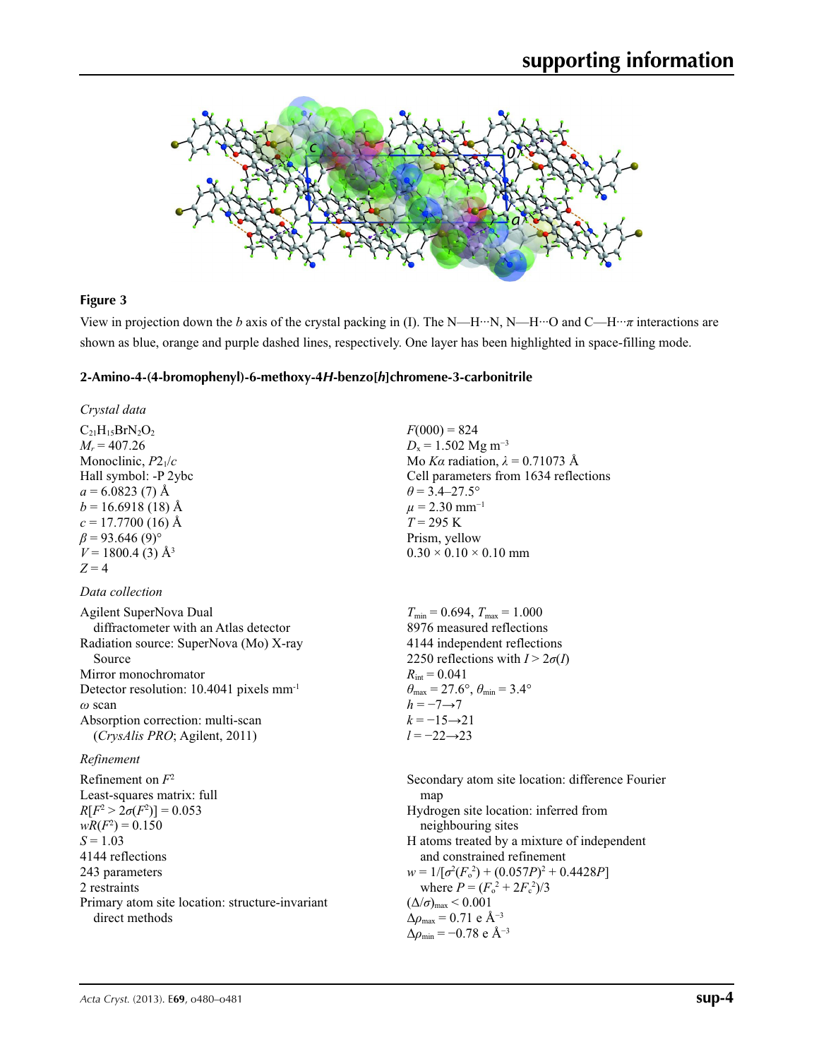**Figure 3**

View in projection down the *b* axis of the crystal packing in (I). The N—H···N, N—H···O and C—H···π interactions are shown as blue, orange and purple dashed lines, respectively. One layer has been highlighted in space-filling mode.

## 2-Amino-4-(4-bromophenyl)-6-methoxy-4*H*-benzo[*h*]chromene-3-carbonitrile

### *Crystal data*

$C_{21}H_{15}BrN_2O_2$
$M_r = 407.26$
Monoclinic, $P2_1/c$
Hall symbol: -P 2ybc
$a = 6.0823$ (7) Å
$b = 16.6918$ (18) Å
$c = 17.7700$ (16) Å
$\beta = 93.646$ (9)°
$V = 1800.4$ (3) Å$^3$
$Z = 4$
$F(000) = 824$
$D_x = 1.502$ Mg m$^{-3}$
Mo $K\alpha$ radiation, $\lambda = 0.71073$ Å
Cell parameters from 1634 reflections
$\theta = 3.4$–27.5°
$\mu = 2.30$ mm$^{-1}$
$T = 295$ K
Prism, yellow
0.30 × 0.10 × 0.10 mm

### *Data collection*

Agilent SuperNova Dual diffractometer with an Atlas detector
Radiation source: SuperNova (Mo) X-ray Source
Mirror monochromator
Detector resolution: 10.4041 pixels mm$^{-1}$
$\omega$ scan
Absorption correction: multi-scan (*CrysAlis PRO*; Agilent, 2011)
$T_{min} = 0.694$, $T_{max} = 1.000$
8976 measured reflections
4144 independent reflections
2250 reflections with $I > 2\sigma(I)$
$R_{int} = 0.041$
$\theta_{max} = 27.6°$, $\theta_{min} = 3.4°$
$h = -7 \rightarrow 7$
$k = -15 \rightarrow 21$
$l = -22 \rightarrow 23$

### *Refinement*

Refinement on $F^2$
Least-squares matrix: full
$R[F^2 > 2\sigma(F^2)] = 0.053$
$wR(F^2) = 0.150$
$S = 1.03$
4144 reflections
243 parameters
2 restraints
Primary atom site location: structure-invariant direct methods
Secondary atom site location: difference Fourier map
Hydrogen site location: inferred from neighbouring sites
H atoms treated by a mixture of independent and constrained refinement
$w = 1/[\sigma^2(F_o^2) + (0.057P)^2 + 0.4428P]$ where $P = (F_o^2 + 2F_c^2)/3$
$(\Delta/\sigma)_{max} < 0.001$
$\Delta\rho_{max} = 0.71$ e Å$^{-3}$
$\Delta\rho_{min} = -0.78$ e Å$^{-3}$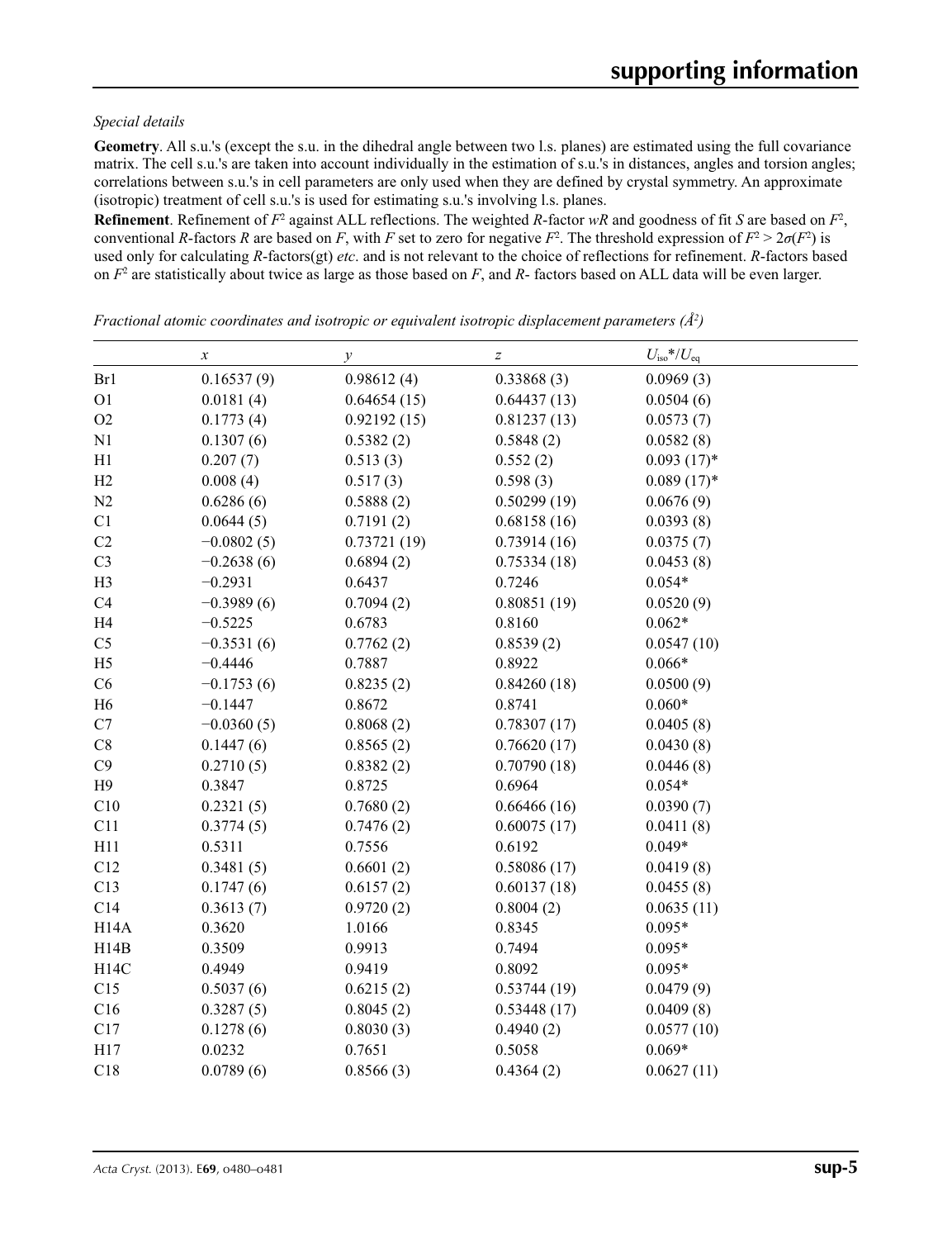*Special details*

**Geometry**. All s.u.'s (except the s.u. in the dihedral angle between two l.s. planes) are estimated using the full covariance matrix. The cell s.u.'s are taken into account individually in the estimation of s.u.'s in distances, angles and torsion angles; correlations between s.u.'s in cell parameters are only used when they are defined by crystal symmetry. An approximate (isotropic) treatment of cell s.u.'s is used for estimating s.u.'s involving l.s. planes.

**Refinement**. Refinement of $F^2$ against ALL reflections. The weighted $R$-factor $wR$ and goodness of fit $S$ are based on $F^2$, conventional $R$-factors $R$ are based on $F$, with $F$ set to zero for negative $F^2$. The threshold expression of $F^2 > 2\sigma(F^2)$ is used only for calculating $R$-factors(gt) *etc*. and is not relevant to the choice of reflections for refinement. $R$-factors based on $F^2$ are statistically about twice as large as those based on $F$, and $R$- factors based on ALL data will be even larger.

*Fractional atomic coordinates and isotropic or equivalent isotropic displacement parameters (Å$^2$)*

| | $x$ | $y$ | $z$ | $U_{iso}$*/$U_{eq}$ |
|---|---|---|---|---|
| Br1 | 0.16537 (9) | 0.98612 (4) | 0.33868 (3) | 0.0969 (3) |
| O1 | 0.0181 (4) | 0.64654 (15) | 0.64437 (13) | 0.0504 (6) |
| O2 | 0.1773 (4) | 0.92192 (15) | 0.81237 (13) | 0.0573 (7) |
| N1 | 0.1307 (6) | 0.5382 (2) | 0.5848 (2) | 0.0582 (8) |
| H1 | 0.207 (7) | 0.513 (3) | 0.552 (2) | 0.093 (17)* |
| H2 | 0.008 (4) | 0.517 (3) | 0.598 (3) | 0.089 (17)* |
| N2 | 0.6286 (6) | 0.5888 (2) | 0.50299 (19) | 0.0676 (9) |
| C1 | 0.0644 (5) | 0.7191 (2) | 0.68158 (16) | 0.0393 (8) |
| C2 | −0.0802 (5) | 0.73721 (19) | 0.73914 (16) | 0.0375 (7) |
| C3 | −0.2638 (6) | 0.6894 (2) | 0.75334 (18) | 0.0453 (8) |
| H3 | −0.2931 | 0.6437 | 0.7246 | 0.054* |
| C4 | −0.3989 (6) | 0.7094 (2) | 0.80851 (19) | 0.0520 (9) |
| H4 | −0.5225 | 0.6783 | 0.8160 | 0.062* |
| C5 | −0.3531 (6) | 0.7762 (2) | 0.8539 (2) | 0.0547 (10) |
| H5 | −0.4446 | 0.7887 | 0.8922 | 0.066* |
| C6 | −0.1753 (6) | 0.8235 (2) | 0.84260 (18) | 0.0500 (9) |
| H6 | −0.1447 | 0.8672 | 0.8741 | 0.060* |
| C7 | −0.0360 (5) | 0.8068 (2) | 0.78307 (17) | 0.0405 (8) |
| C8 | 0.1447 (6) | 0.8565 (2) | 0.76620 (17) | 0.0430 (8) |
| C9 | 0.2710 (5) | 0.8382 (2) | 0.70790 (18) | 0.0446 (8) |
| H9 | 0.3847 | 0.8725 | 0.6964 | 0.054* |
| C10 | 0.2321 (5) | 0.7680 (2) | 0.66466 (16) | 0.0390 (7) |
| C11 | 0.3774 (5) | 0.7476 (2) | 0.60075 (17) | 0.0411 (8) |
| H11 | 0.5311 | 0.7556 | 0.6192 | 0.049* |
| C12 | 0.3481 (5) | 0.6601 (2) | 0.58086 (17) | 0.0419 (8) |
| C13 | 0.1747 (6) | 0.6157 (2) | 0.60137 (18) | 0.0455 (8) |
| C14 | 0.3613 (7) | 0.9720 (2) | 0.8004 (2) | 0.0635 (11) |
| H14A | 0.3620 | 1.0166 | 0.8345 | 0.095* |
| H14B | 0.3509 | 0.9913 | 0.7494 | 0.095* |
| H14C | 0.4949 | 0.9419 | 0.8092 | 0.095* |
| C15 | 0.5037 (6) | 0.6215 (2) | 0.53744 (19) | 0.0479 (9) |
| C16 | 0.3287 (5) | 0.8045 (2) | 0.53448 (17) | 0.0409 (8) |
| C17 | 0.1278 (6) | 0.8030 (3) | 0.4940 (2) | 0.0577 (10) |
| H17 | 0.0232 | 0.7651 | 0.5058 | 0.069* |
| C18 | 0.0789 (6) | 0.8566 (3) | 0.4364 (2) | 0.0627 (11) |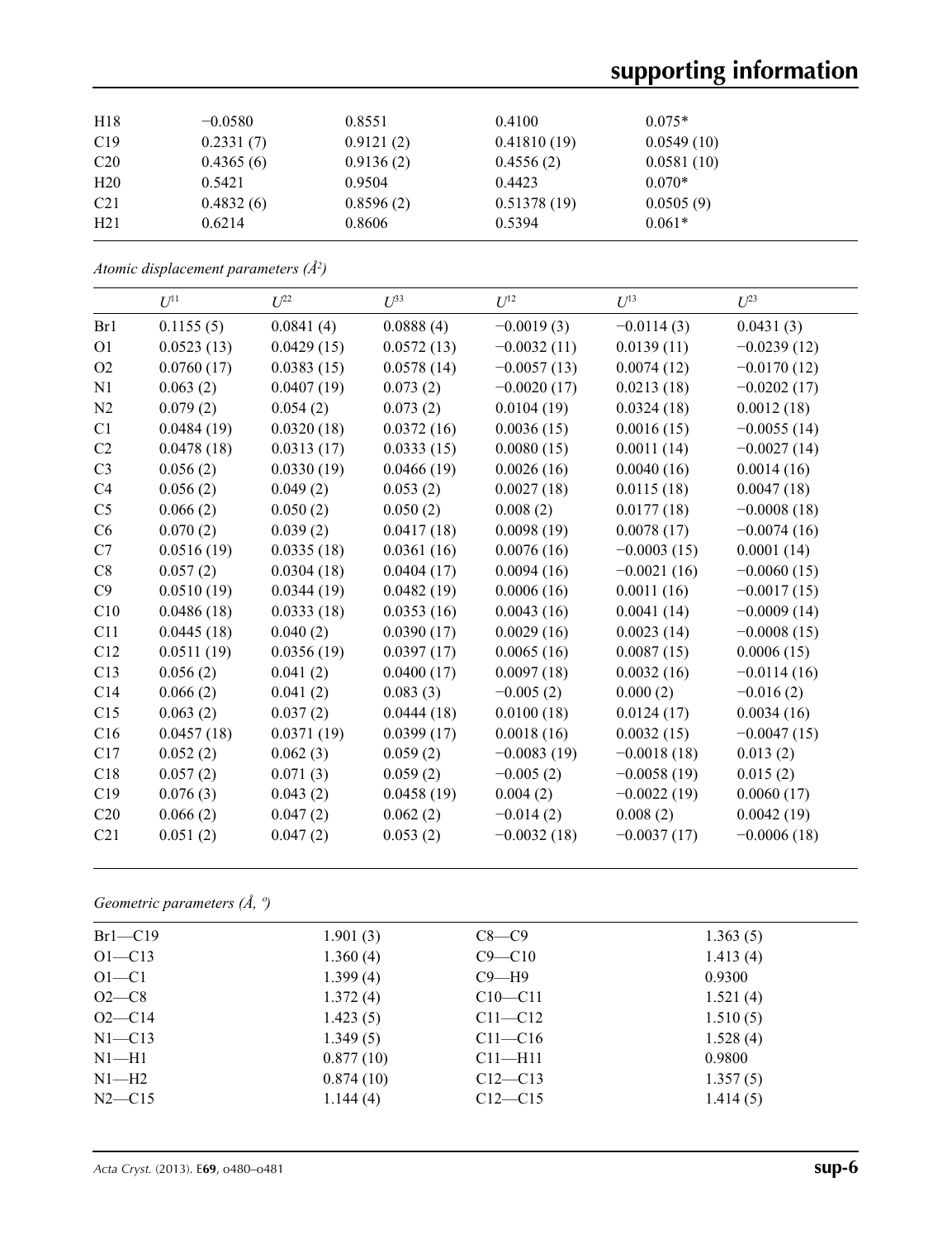| | | | | |
|---|---|---|---|---|
| H18 | −0.0580 | 0.8551 | 0.4100 | 0.075* |
| C19 | 0.2331 (7) | 0.9121 (2) | 0.41810 (19) | 0.0549 (10) |
| C20 | 0.4365 (6) | 0.9136 (2) | 0.4556 (2) | 0.0581 (10) |
| H20 | 0.5421 | 0.9504 | 0.4423 | 0.070* |
| C21 | 0.4832 (6) | 0.8596 (2) | 0.51378 (19) | 0.0505 (9) |
| H21 | 0.6214 | 0.8606 | 0.5394 | 0.061* |

*Atomic displacement parameters (Å²)*

| | $U^{11}$ | $U^{22}$ | $U^{33}$ | $U^{12}$ | $U^{13}$ | $U^{23}$ |
|---|---|---|---|---|---|---|
| Br1 | 0.1155 (5) | 0.0841 (4) | 0.0888 (4) | −0.0019 (3) | −0.0114 (3) | 0.0431 (3) |
| O1 | 0.0523 (13) | 0.0429 (15) | 0.0572 (13) | −0.0032 (11) | 0.0139 (11) | −0.0239 (12) |
| O2 | 0.0760 (17) | 0.0383 (15) | 0.0578 (14) | −0.0057 (13) | 0.0074 (12) | −0.0170 (12) |
| N1 | 0.063 (2) | 0.0407 (19) | 0.073 (2) | −0.0020 (17) | 0.0213 (18) | −0.0202 (17) |
| N2 | 0.079 (2) | 0.054 (2) | 0.073 (2) | 0.0104 (19) | 0.0324 (18) | 0.0012 (18) |
| C1 | 0.0484 (19) | 0.0320 (18) | 0.0372 (16) | 0.0036 (15) | 0.0016 (15) | −0.0055 (14) |
| C2 | 0.0478 (18) | 0.0313 (17) | 0.0333 (15) | 0.0080 (15) | 0.0011 (14) | −0.0027 (14) |
| C3 | 0.056 (2) | 0.0330 (19) | 0.0466 (19) | 0.0026 (16) | 0.0040 (16) | 0.0014 (16) |
| C4 | 0.056 (2) | 0.049 (2) | 0.053 (2) | 0.0027 (18) | 0.0115 (18) | 0.0047 (18) |
| C5 | 0.066 (2) | 0.050 (2) | 0.050 (2) | 0.008 (2) | 0.0177 (18) | −0.0008 (18) |
| C6 | 0.070 (2) | 0.039 (2) | 0.0417 (18) | 0.0098 (19) | 0.0078 (17) | −0.0074 (16) |
| C7 | 0.0516 (19) | 0.0335 (18) | 0.0361 (16) | 0.0076 (16) | −0.0003 (15) | 0.0001 (14) |
| C8 | 0.057 (2) | 0.0304 (18) | 0.0404 (17) | 0.0094 (16) | −0.0021 (16) | −0.0060 (15) |
| C9 | 0.0510 (19) | 0.0344 (19) | 0.0482 (19) | 0.0006 (16) | 0.0011 (16) | −0.0017 (15) |
| C10 | 0.0486 (18) | 0.0333 (18) | 0.0353 (16) | 0.0043 (16) | 0.0041 (14) | −0.0009 (14) |
| C11 | 0.0445 (18) | 0.040 (2) | 0.0390 (17) | 0.0029 (16) | 0.0023 (14) | −0.0008 (15) |
| C12 | 0.0511 (19) | 0.0356 (19) | 0.0397 (17) | 0.0065 (16) | 0.0087 (15) | 0.0006 (15) |
| C13 | 0.056 (2) | 0.041 (2) | 0.0400 (17) | 0.0097 (18) | 0.0032 (16) | −0.0114 (16) |
| C14 | 0.066 (2) | 0.041 (2) | 0.083 (3) | −0.005 (2) | 0.000 (2) | −0.016 (2) |
| C15 | 0.063 (2) | 0.037 (2) | 0.0444 (18) | 0.0100 (18) | 0.0124 (17) | 0.0034 (16) |
| C16 | 0.0457 (18) | 0.0371 (19) | 0.0399 (17) | 0.0018 (16) | 0.0032 (15) | −0.0047 (15) |
| C17 | 0.052 (2) | 0.062 (3) | 0.059 (2) | −0.0083 (19) | −0.0018 (18) | 0.013 (2) |
| C18 | 0.057 (2) | 0.071 (3) | 0.059 (2) | −0.005 (2) | −0.0058 (19) | 0.015 (2) |
| C19 | 0.076 (3) | 0.043 (2) | 0.0458 (19) | 0.004 (2) | −0.0022 (19) | 0.0060 (17) |
| C20 | 0.066 (2) | 0.047 (2) | 0.062 (2) | −0.014 (2) | 0.008 (2) | 0.0042 (19) |
| C21 | 0.051 (2) | 0.047 (2) | 0.053 (2) | −0.0032 (18) | −0.0037 (17) | −0.0006 (18) |

*Geometric parameters (Å, º)*

| | | | |
|---|---|---|---|
| Br1—C19 | 1.901 (3) | C8—C9 | 1.363 (5) |
| O1—C13 | 1.360 (4) | C9—C10 | 1.413 (4) |
| O1—C1 | 1.399 (4) | C9—H9 | 0.9300 |
| O2—C8 | 1.372 (4) | C10—C11 | 1.521 (4) |
| O2—C14 | 1.423 (5) | C11—C12 | 1.510 (5) |
| N1—C13 | 1.349 (5) | C11—C16 | 1.528 (4) |
| N1—H1 | 0.877 (10) | C11—H11 | 0.9800 |
| N1—H2 | 0.874 (10) | C12—C13 | 1.357 (5) |
| N2—C15 | 1.144 (4) | C12—C15 | 1.414 (5) |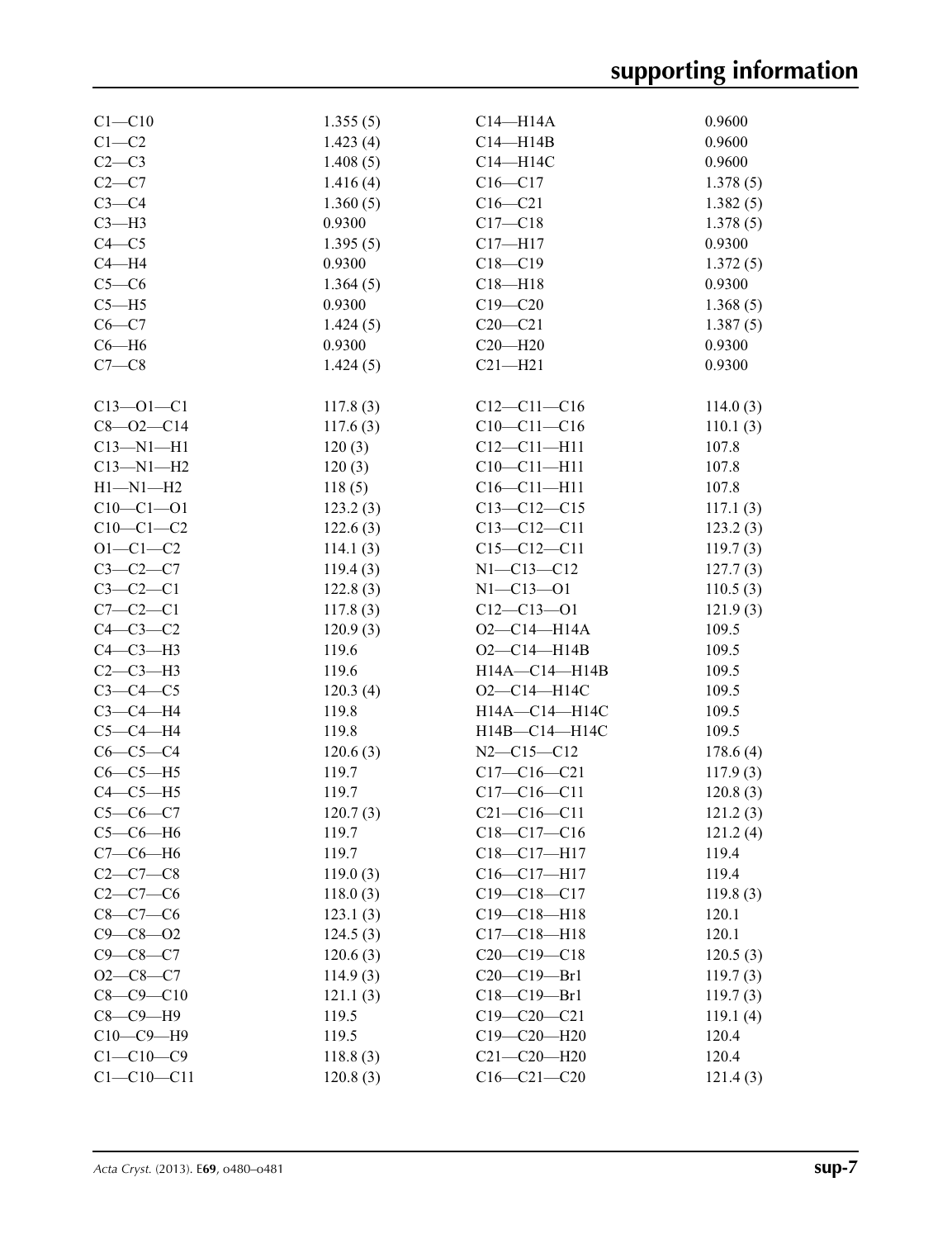| | | | |
|---|---|---|---|
| C1—C10 | 1.355 (5) | C14—H14A | 0.9600 |
| C1—C2 | 1.423 (4) | C14—H14B | 0.9600 |
| C2—C3 | 1.408 (5) | C14—H14C | 0.9600 |
| C2—C7 | 1.416 (4) | C16—C17 | 1.378 (5) |
| C3—C4 | 1.360 (5) | C16—C21 | 1.382 (5) |
| C3—H3 | 0.9300 | C17—C18 | 1.378 (5) |
| C4—C5 | 1.395 (5) | C17—H17 | 0.9300 |
| C4—H4 | 0.9300 | C18—C19 | 1.372 (5) |
| C5—C6 | 1.364 (5) | C18—H18 | 0.9300 |
| C5—H5 | 0.9300 | C19—C20 | 1.368 (5) |
| C6—C7 | 1.424 (5) | C20—C21 | 1.387 (5) |
| C6—H6 | 0.9300 | C20—H20 | 0.9300 |
| C7—C8 | 1.424 (5) | C21—H21 | 0.9300 |

| | | | |
|---|---|---|---|
| C13—O1—C1 | 117.8 (3) | C12—C11—C16 | 114.0 (3) |
| C8—O2—C14 | 117.6 (3) | C10—C11—C16 | 110.1 (3) |
| C13—N1—H1 | 120 (3) | C12—C11—H11 | 107.8 |
| C13—N1—H2 | 120 (3) | C10—C11—H11 | 107.8 |
| H1—N1—H2 | 118 (5) | C16—C11—H11 | 107.8 |
| C10—C1—O1 | 123.2 (3) | C13—C12—C15 | 117.1 (3) |
| C10—C1—C2 | 122.6 (3) | C13—C12—C11 | 123.2 (3) |
| O1—C1—C2 | 114.1 (3) | C15—C12—C11 | 119.7 (3) |
| C3—C2—C7 | 119.4 (3) | N1—C13—C12 | 127.7 (3) |
| C3—C2—C1 | 122.8 (3) | N1—C13—O1 | 110.5 (3) |
| C7—C2—C1 | 117.8 (3) | C12—C13—O1 | 121.9 (3) |
| C4—C3—C2 | 120.9 (3) | O2—C14—H14A | 109.5 |
| C4—C3—H3 | 119.6 | O2—C14—H14B | 109.5 |
| C2—C3—H3 | 119.6 | H14A—C14—H14B | 109.5 |
| C3—C4—C5 | 120.3 (4) | O2—C14—H14C | 109.5 |
| C3—C4—H4 | 119.8 | H14A—C14—H14C | 109.5 |
| C5—C4—H4 | 119.8 | H14B—C14—H14C | 109.5 |
| C6—C5—C4 | 120.6 (3) | N2—C15—C12 | 178.6 (4) |
| C6—C5—H5 | 119.7 | C17—C16—C21 | 117.9 (3) |
| C4—C5—H5 | 119.7 | C17—C16—C11 | 120.8 (3) |
| C5—C6—C7 | 120.7 (3) | C21—C16—C11 | 121.2 (3) |
| C5—C6—H6 | 119.7 | C18—C17—C16 | 121.2 (4) |
| C7—C6—H6 | 119.7 | C18—C17—H17 | 119.4 |
| C2—C7—C8 | 119.0 (3) | C16—C17—H17 | 119.4 |
| C2—C7—C6 | 118.0 (3) | C19—C18—C17 | 119.8 (3) |
| C8—C7—C6 | 123.1 (3) | C19—C18—H18 | 120.1 |
| C9—C8—O2 | 124.5 (3) | C17—C18—H18 | 120.1 |
| C9—C8—C7 | 120.6 (3) | C20—C19—C18 | 120.5 (3) |
| O2—C8—C7 | 114.9 (3) | C20—C19—Br1 | 119.7 (3) |
| C8—C9—C10 | 121.1 (3) | C18—C19—Br1 | 119.7 (3) |
| C8—C9—H9 | 119.5 | C19—C20—C21 | 119.1 (4) |
| C10—C9—H9 | 119.5 | C19—C20—H20 | 120.4 |
| C1—C10—C9 | 118.8 (3) | C21—C20—H20 | 120.4 |
| C1—C10—C11 | 120.8 (3) | C16—C21—C20 | 121.4 (3) |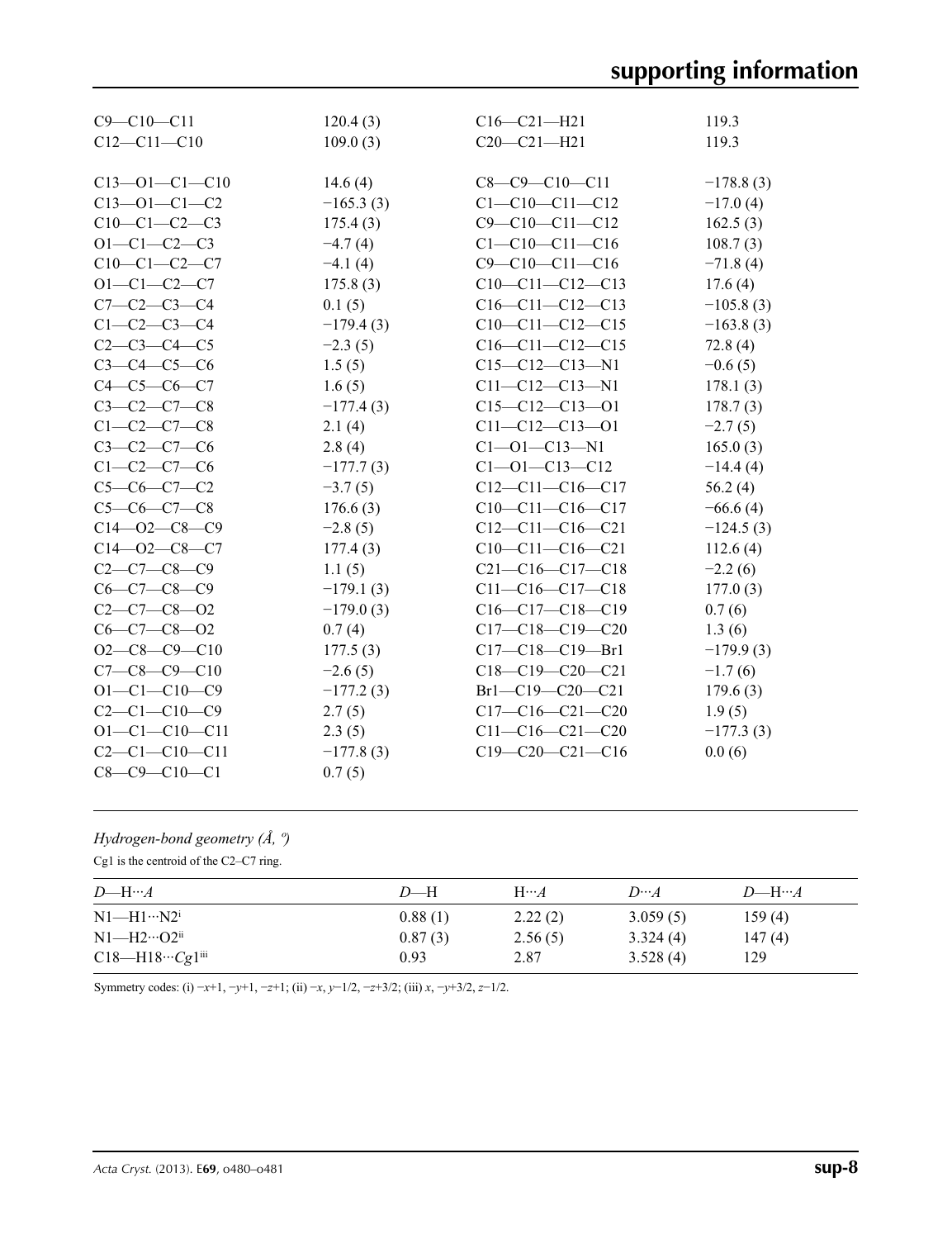| | | | |
|---|---|---|---|
| C9—C10—C11 | 120.4 (3) | C16—C21—H21 | 119.3 |
| C12—C11—C10 | 109.0 (3) | C20—C21—H21 | 119.3 |
| | | | |
| C13—O1—C1—C10 | 14.6 (4) | C8—C9—C10—C11 | −178.8 (3) |
| C13—O1—C1—C2 | −165.3 (3) | C1—C10—C11—C12 | −17.0 (4) |
| C10—C1—C2—C3 | 175.4 (3) | C9—C10—C11—C12 | 162.5 (3) |
| O1—C1—C2—C3 | −4.7 (4) | C1—C10—C11—C16 | 108.7 (3) |
| C10—C1—C2—C7 | −4.1 (4) | C9—C10—C11—C16 | −71.8 (4) |
| O1—C1—C2—C7 | 175.8 (3) | C10—C11—C12—C13 | 17.6 (4) |
| C7—C2—C3—C4 | 0.1 (5) | C16—C11—C12—C13 | −105.8 (3) |
| C1—C2—C3—C4 | −179.4 (3) | C10—C11—C12—C15 | −163.8 (3) |
| C2—C3—C4—C5 | −2.3 (5) | C16—C11—C12—C15 | 72.8 (4) |
| C3—C4—C5—C6 | 1.5 (5) | C15—C12—C13—N1 | −0.6 (5) |
| C4—C5—C6—C7 | 1.6 (5) | C11—C12—C13—N1 | 178.1 (3) |
| C3—C2—C7—C8 | −177.4 (3) | C15—C12—C13—O1 | 178.7 (3) |
| C1—C2—C7—C8 | 2.1 (4) | C11—C12—C13—O1 | −2.7 (5) |
| C3—C2—C7—C6 | 2.8 (4) | C1—O1—C13—N1 | 165.0 (3) |
| C1—C2—C7—C6 | −177.7 (3) | C1—O1—C13—C12 | −14.4 (4) |
| C5—C6—C7—C2 | −3.7 (5) | C12—C11—C16—C17 | 56.2 (4) |
| C5—C6—C7—C8 | 176.6 (3) | C10—C11—C16—C17 | −66.6 (4) |
| C14—O2—C8—C9 | −2.8 (5) | C12—C11—C16—C21 | −124.5 (3) |
| C14—O2—C8—C7 | 177.4 (3) | C10—C11—C16—C21 | 112.6 (4) |
| C2—C7—C8—C9 | 1.1 (5) | C21—C16—C17—C18 | −2.2 (6) |
| C6—C7—C8—C9 | −179.1 (3) | C11—C16—C17—C18 | 177.0 (3) |
| C2—C7—C8—O2 | −179.0 (3) | C16—C17—C18—C19 | 0.7 (6) |
| C6—C7—C8—O2 | 0.7 (4) | C17—C18—C19—C20 | 1.3 (6) |
| O2—C8—C9—C10 | 177.5 (3) | C17—C18—C19—Br1 | −179.9 (3) |
| C7—C8—C9—C10 | −2.6 (5) | C18—C19—C20—C21 | −1.7 (6) |
| O1—C1—C10—C9 | −177.2 (3) | Br1—C19—C20—C21 | 179.6 (3) |
| C2—C1—C10—C9 | 2.7 (5) | C17—C16—C21—C20 | 1.9 (5) |
| O1—C1—C10—C11 | 2.3 (5) | C11—C16—C21—C20 | −177.3 (3) |
| C2—C1—C10—C11 | −177.8 (3) | C19—C20—C21—C16 | 0.0 (6) |
| C8—C9—C10—C1 | 0.7 (5) | | |

### *Hydrogen-bond geometry (Å, º)*

Cg1 is the centroid of the C2–C7 ring.

| *D*—H···*A* | *D*—H | H···*A* | *D*···*A* | *D*—H···*A* |
|---|---|---|---|---|
| N1—H1···N2[i] | 0.88 (1) | 2.22 (2) | 3.059 (5) | 159 (4) |
| N1—H2···O2[ii] | 0.87 (3) | 2.56 (5) | 3.324 (4) | 147 (4) |
| C18—H18···*Cg*1[iii] | 0.93 | 2.87 | 3.528 (4) | 129 |

Symmetry codes: (i) −*x*+1, −*y*+1, −*z*+1; (ii) −*x*, *y*−1/2, −*z*+3/2; (iii) *x*, −*y*+3/2, *z*−1/2.